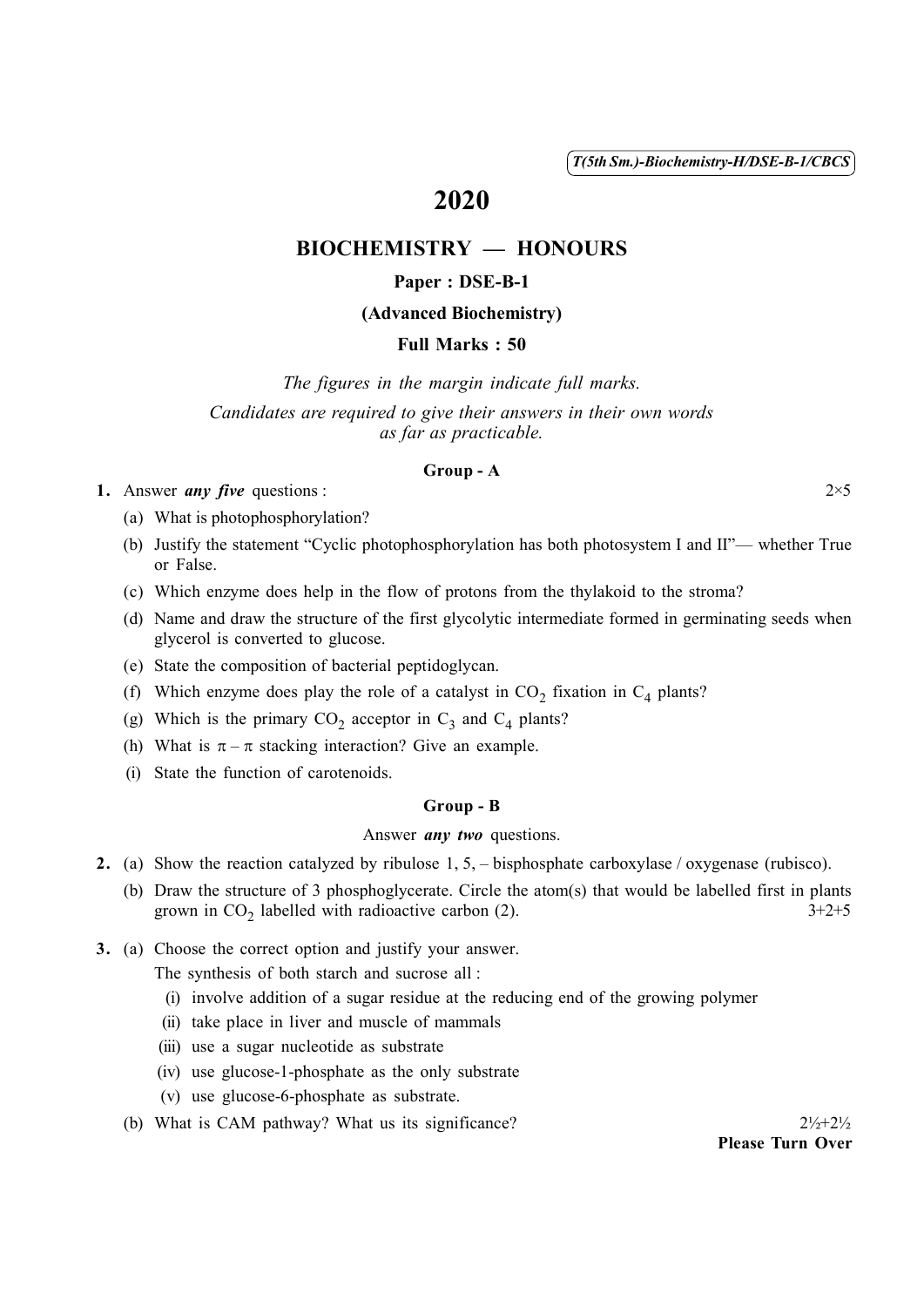T(5th Sm.)-Biochemistry-H/DSE-B-1/CBCS

# 2020

## BIOCHEMISTRY — HONOURS

### Paper : DSE-B-1

### (Advanced Biochemistry)

### Full Marks : 50

*The figures in the margin indicate full marks.*

*Candidates are required to give their answers in their own words as far as practicable.*

#### Group - A

1. Answer ***any five*** questions : 2×5

   (a) What is photophosphorylation?

   (b) Justify the statement "Cyclic photophosphorylation has both photosystem I and II"— whether True or False.

   (c) Which enzyme does help in the flow of protons from the thylakoid to the stroma?

   (d) Name and draw the structure of the first glycolytic intermediate formed in germinating seeds when glycerol is converted to glucose.

   (e) State the composition of bacterial peptidoglycan.

   (f) Which enzyme does play the role of a catalyst in $CO_2$ fixation in $C_4$ plants?

   (g) Which is the primary $CO_2$ acceptor in $C_3$ and $C_4$ plants?

   (h) What is $\pi - \pi$ stacking interaction? Give an example.

   (i) State the function of carotenoids.

#### Group - B

Answer ***any two*** questions.

2. (a) Show the reaction catalyzed by ribulose 1, 5, – bisphosphate carboxylase / oxygenase (rubisco).

   (b) Draw the structure of 3 phosphoglycerate. Circle the atom(s) that would be labelled first in plants grown in $CO_2$ labelled with radioactive carbon (2). 3+2+5

3. (a) Choose the correct option and justify your answer.

   The synthesis of both starch and sucrose all :

   (i) involve addition of a sugar residue at the reducing end of the growing polymer

   (ii) take place in liver and muscle of mammals

   (iii) use a sugar nucleotide as substrate

   (iv) use glucose-1-phosphate as the only substrate

   (v) use glucose-6-phosphate as substrate.

   (b) What is CAM pathway? What us its significance? 2½+2½

**Please Turn Over**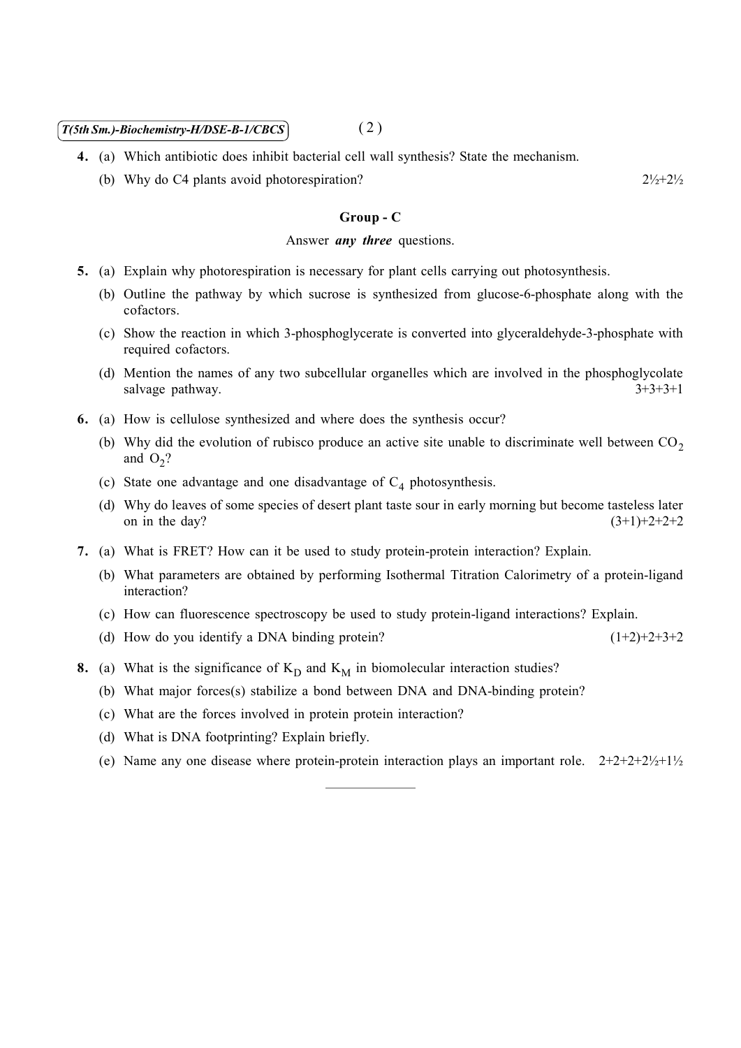4. (a) Which antibiotic does inhibit bacterial cell wall synthesis? State the mechanism.

   (b) Why do C4 plants avoid photorespiration? 2½+2½

## Group - C

Answer ***any three*** questions.

5. (a) Explain why photorespiration is necessary for plant cells carrying out photosynthesis.

   (b) Outline the pathway by which sucrose is synthesized from glucose-6-phosphate along with the cofactors.

   (c) Show the reaction in which 3-phosphoglycerate is converted into glyceraldehyde-3-phosphate with required cofactors.

   (d) Mention the names of any two subcellular organelles which are involved in the phosphoglycolate salvage pathway. 3+3+3+1

6. (a) How is cellulose synthesized and where does the synthesis occur?

   (b) Why did the evolution of rubisco produce an active site unable to discriminate well between $CO_2$ and $O_2$?

   (c) State one advantage and one disadvantage of $C_4$ photosynthesis.

   (d) Why do leaves of some species of desert plant taste sour in early morning but become tasteless later on in the day? (3+1)+2+2+2

7. (a) What is FRET? How can it be used to study protein-protein interaction? Explain.

   (b) What parameters are obtained by performing Isothermal Titration Calorimetry of a protein-ligand interaction?

   (c) How can fluorescence spectroscopy be used to study protein-ligand interactions? Explain.

   (d) How do you identify a DNA binding protein? (1+2)+2+3+2

8. (a) What is the significance of $K_D$ and $K_M$ in biomolecular interaction studies?

   (b) What major forces(s) stabilize a bond between DNA and DNA-binding protein?

   (c) What are the forces involved in protein protein interaction?

   (d) What is DNA footprinting? Explain briefly.

   (e) Name any one disease where protein-protein interaction plays an important role. 2+2+2+2½+1½